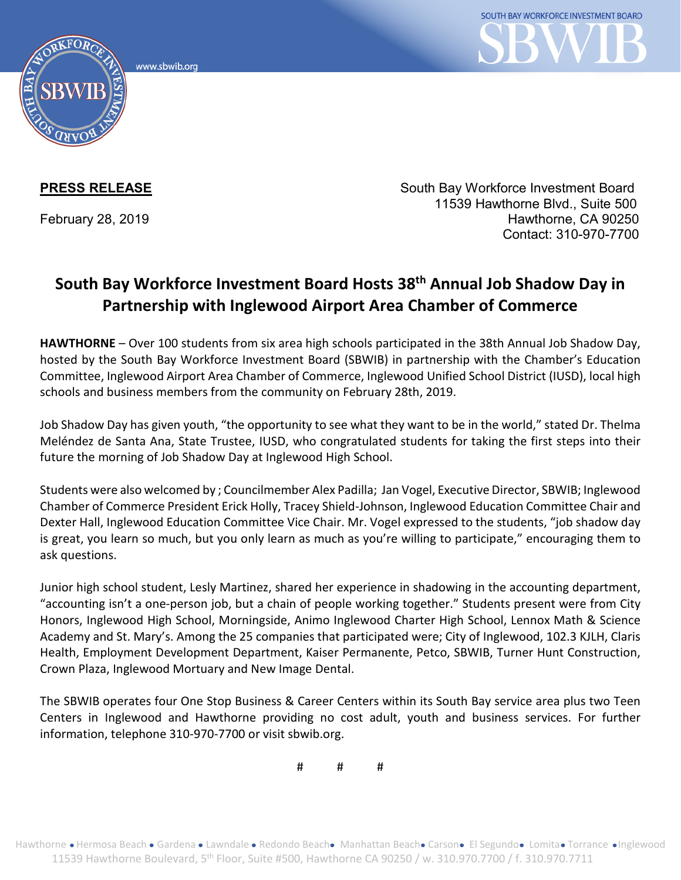**PRESS RELEASE**

February 28, 2019

South Bay Workforce Investment Board
11539 Hawthorne Blvd., Suite 500
Hawthorne, CA 90250
Contact: 310-970-7700

# South Bay Workforce Investment Board Hosts 38th Annual Job Shadow Day in Partnership with Inglewood Airport Area Chamber of Commerce

**HAWTHORNE** – Over 100 students from six area high schools participated in the 38th Annual Job Shadow Day, hosted by the South Bay Workforce Investment Board (SBWIB) in partnership with the Chamber's Education Committee, Inglewood Airport Area Chamber of Commerce, Inglewood Unified School District (IUSD), local high schools and business members from the community on February 28th, 2019.

Job Shadow Day has given youth, "the opportunity to see what they want to be in the world," stated Dr. Thelma Meléndez de Santa Ana, State Trustee, IUSD, who congratulated students for taking the first steps into their future the morning of Job Shadow Day at Inglewood High School.

Students were also welcomed by ; Councilmember Alex Padilla; Jan Vogel, Executive Director, SBWIB; Inglewood Chamber of Commerce President Erick Holly, Tracey Shield-Johnson, Inglewood Education Committee Chair and Dexter Hall, Inglewood Education Committee Vice Chair. Mr. Vogel expressed to the students, "job shadow day is great, you learn so much, but you only learn as much as you're willing to participate," encouraging them to ask questions.

Junior high school student, Lesly Martinez, shared her experience in shadowing in the accounting department, "accounting isn't a one-person job, but a chain of people working together." Students present were from City Honors, Inglewood High School, Morningside, Animo Inglewood Charter High School, Lennox Math & Science Academy and St. Mary's. Among the 25 companies that participated were; City of Inglewood, 102.3 KJLH, Claris Health, Employment Development Department, Kaiser Permanente, Petco, SBWIB, Turner Hunt Construction, Crown Plaza, Inglewood Mortuary and New Image Dental.

The SBWIB operates four One Stop Business & Career Centers within its South Bay service area plus two Teen Centers in Inglewood and Hawthorne providing no cost adult, youth and business services. For further information, telephone 310-970-7700 or visit sbwib.org.

# # #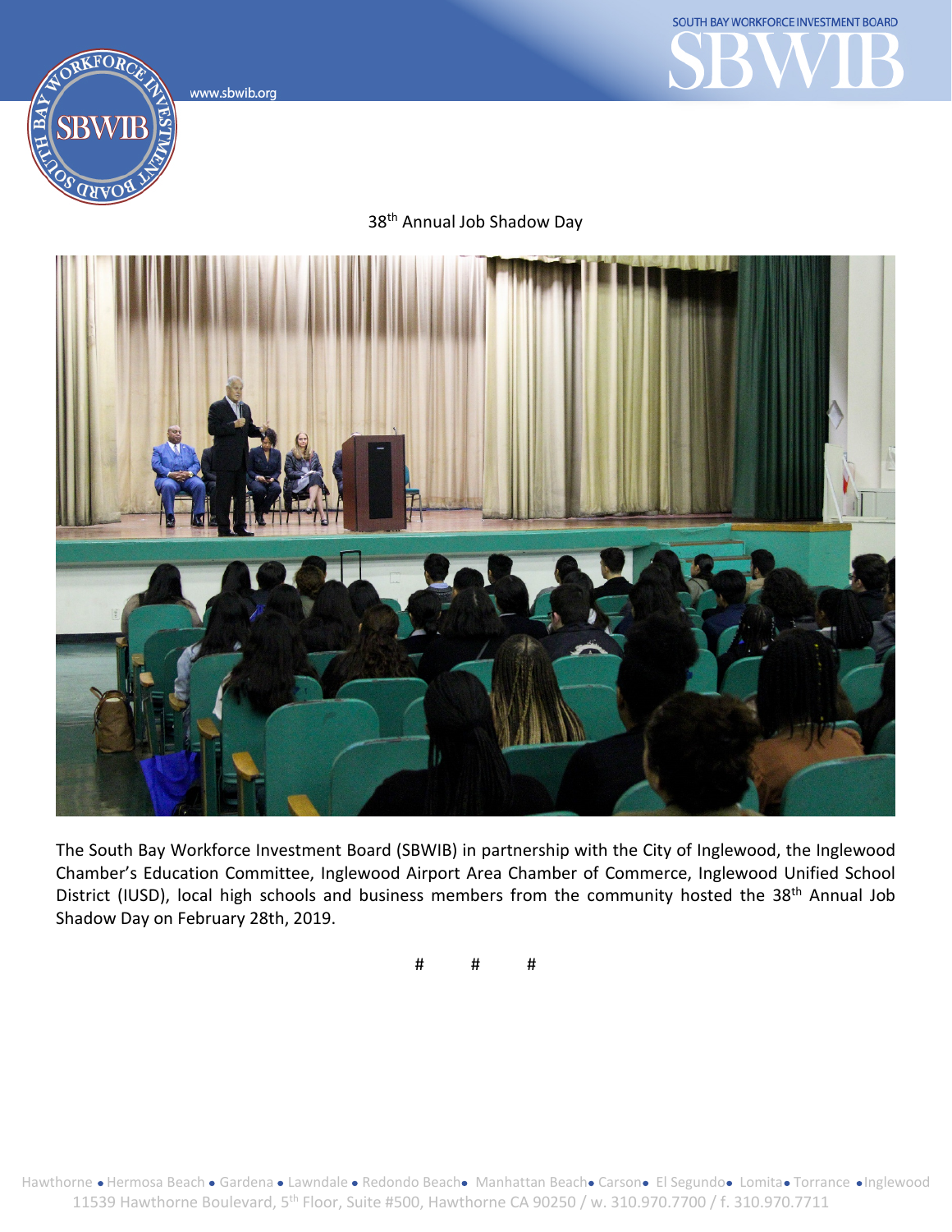38th Annual Job Shadow Day

The South Bay Workforce Investment Board (SBWIB) in partnership with the City of Inglewood, the Inglewood Chamber's Education Committee, Inglewood Airport Area Chamber of Commerce, Inglewood Unified School District (IUSD), local high schools and business members from the community hosted the 38th Annual Job Shadow Day on February 28th, 2019.

#    #    #